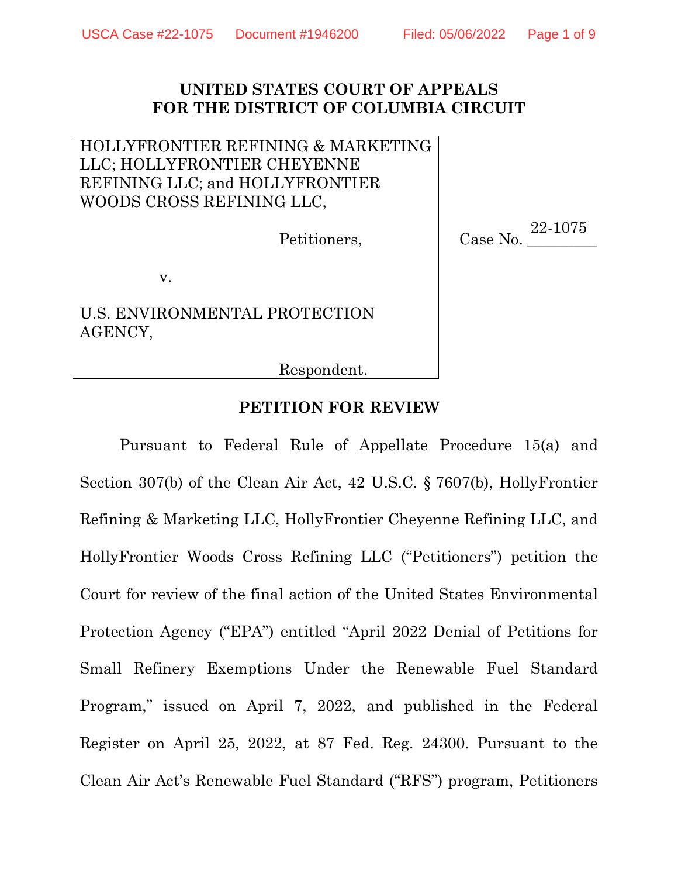**UNITED STATES COURT OF APPEALS**
**FOR THE DISTRICT OF COLUMBIA CIRCUIT**

| | |
|---|---|
| HOLLYFRONTIER REFINING & MARKETING LLC; HOLLYFRONTIER CHEYENNE REFINING LLC; and HOLLYFRONTIER WOODS CROSS REFINING LLC,<br><br>Petitioners,<br><br>v.<br><br>U.S. ENVIRONMENTAL PROTECTION AGENCY,<br><br>Respondent. | Case No. 22-1075 |

**PETITION FOR REVIEW**

Pursuant to Federal Rule of Appellate Procedure 15(a) and Section 307(b) of the Clean Air Act, 42 U.S.C. § 7607(b), HollyFrontier Refining & Marketing LLC, HollyFrontier Cheyenne Refining LLC, and HollyFrontier Woods Cross Refining LLC ("Petitioners") petition the Court for review of the final action of the United States Environmental Protection Agency ("EPA") entitled "April 2022 Denial of Petitions for Small Refinery Exemptions Under the Renewable Fuel Standard Program," issued on April 7, 2022, and published in the Federal Register on April 25, 2022, at 87 Fed. Reg. 24300. Pursuant to the Clean Air Act's Renewable Fuel Standard ("RFS") program, Petitioners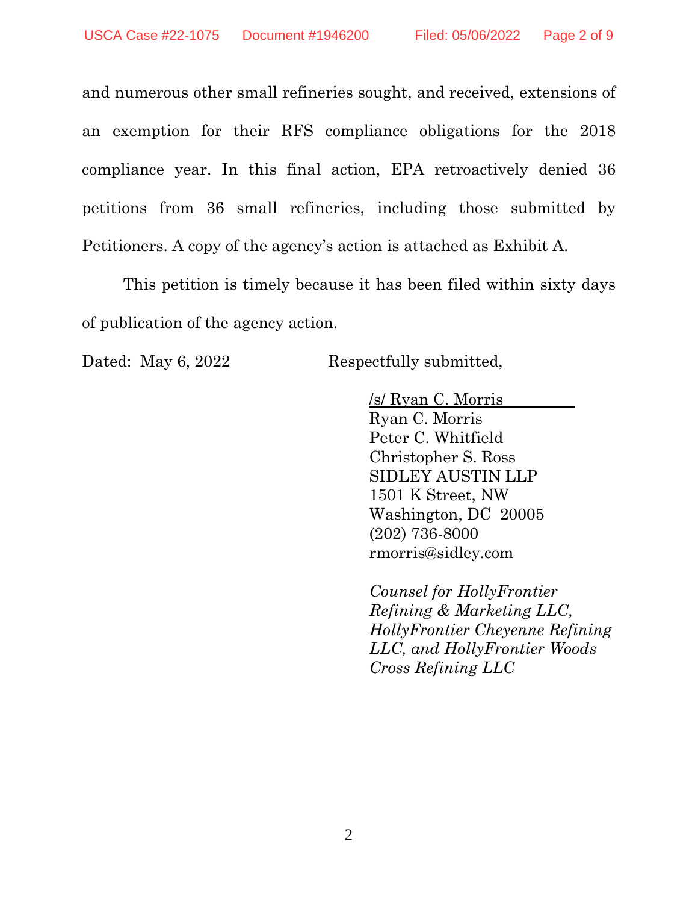and numerous other small refineries sought, and received, extensions of an exemption for their RFS compliance obligations for the 2018 compliance year. In this final action, EPA retroactively denied 36 petitions from 36 small refineries, including those submitted by Petitioners. A copy of the agency's action is attached as Exhibit A.

This petition is timely because it has been filed within sixty days of publication of the agency action.

Dated: May 6, 2022

Respectfully submitted,

/s/ Ryan C. Morris
Ryan C. Morris
Peter C. Whitfield
Christopher S. Ross
SIDLEY AUSTIN LLP
1501 K Street, NW
Washington, DC 20005
(202) 736-8000
rmorris@sidley.com

*Counsel for HollyFrontier Refining & Marketing LLC, HollyFrontier Cheyenne Refining LLC, and HollyFrontier Woods Cross Refining LLC*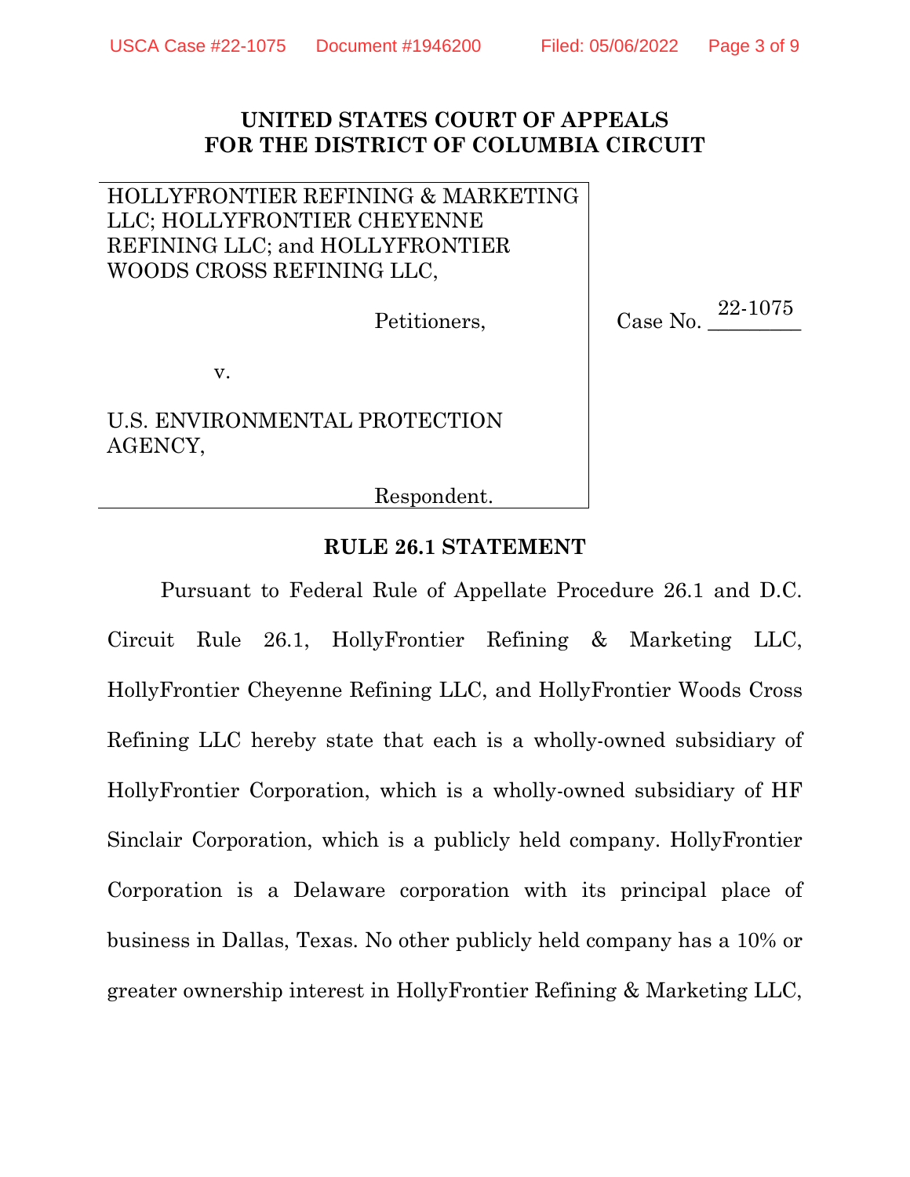**UNITED STATES COURT OF APPEALS**
**FOR THE DISTRICT OF COLUMBIA CIRCUIT**

HOLLYFRONTIER REFINING & MARKETING LLC; HOLLYFRONTIER CHEYENNE REFINING LLC; and HOLLYFRONTIER WOODS CROSS REFINING LLC,

Petitioners,

v.

U.S. ENVIRONMENTAL PROTECTION AGENCY,

Respondent.

Case No. 22-1075

## RULE 26.1 STATEMENT

Pursuant to Federal Rule of Appellate Procedure 26.1 and D.C. Circuit Rule 26.1, HollyFrontier Refining & Marketing LLC, HollyFrontier Cheyenne Refining LLC, and HollyFrontier Woods Cross Refining LLC hereby state that each is a wholly-owned subsidiary of HollyFrontier Corporation, which is a wholly-owned subsidiary of HF Sinclair Corporation, which is a publicly held company. HollyFrontier Corporation is a Delaware corporation with its principal place of business in Dallas, Texas. No other publicly held company has a 10% or greater ownership interest in HollyFrontier Refining & Marketing LLC,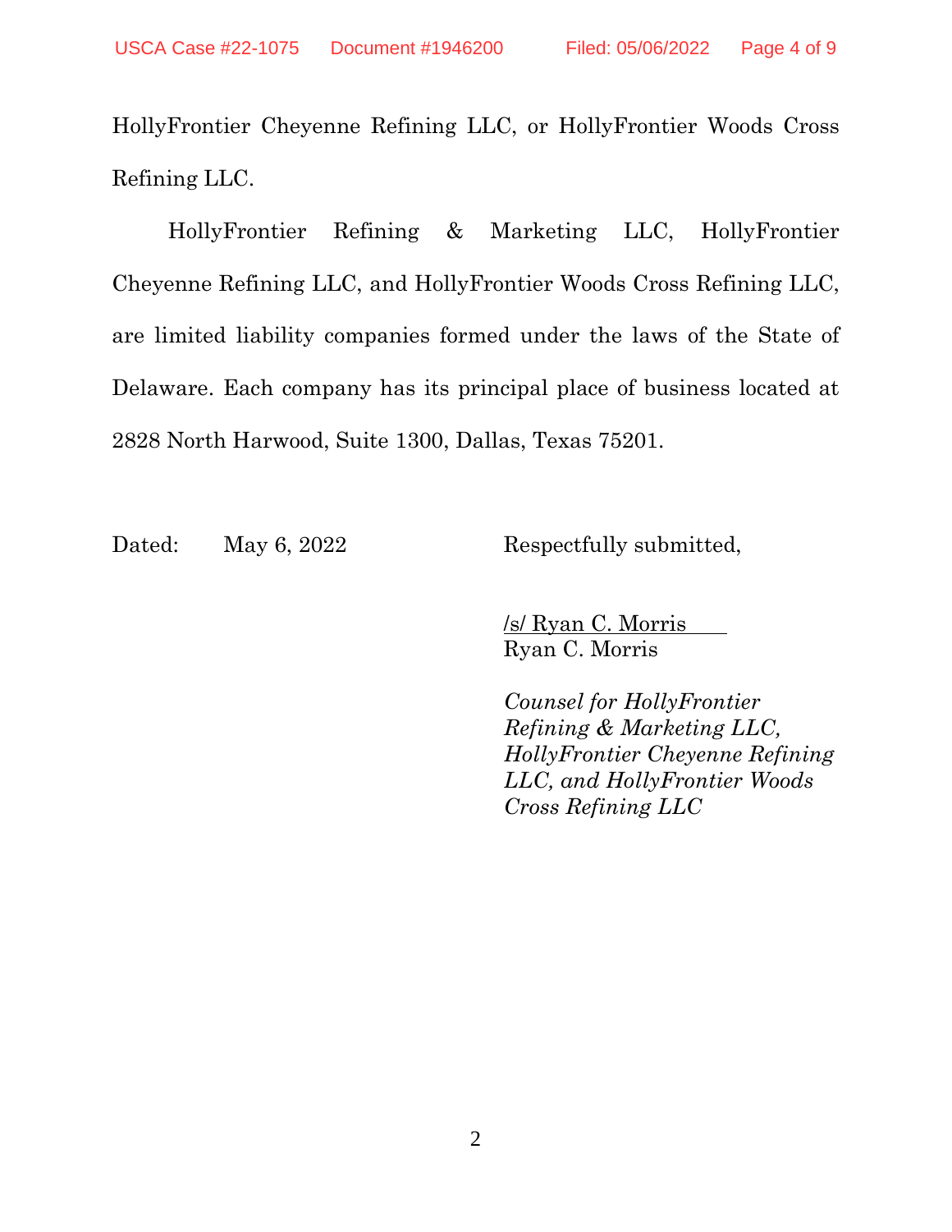HollyFrontier Cheyenne Refining LLC, or HollyFrontier Woods Cross Refining LLC.

HollyFrontier Refining & Marketing LLC, HollyFrontier Cheyenne Refining LLC, and HollyFrontier Woods Cross Refining LLC, are limited liability companies formed under the laws of the State of Delaware. Each company has its principal place of business located at 2828 North Harwood, Suite 1300, Dallas, Texas 75201.

Dated: May 6, 2022

Respectfully submitted,

/s/ Ryan C. Morris
Ryan C. Morris

*Counsel for HollyFrontier Refining & Marketing LLC, HollyFrontier Cheyenne Refining LLC, and HollyFrontier Woods Cross Refining LLC*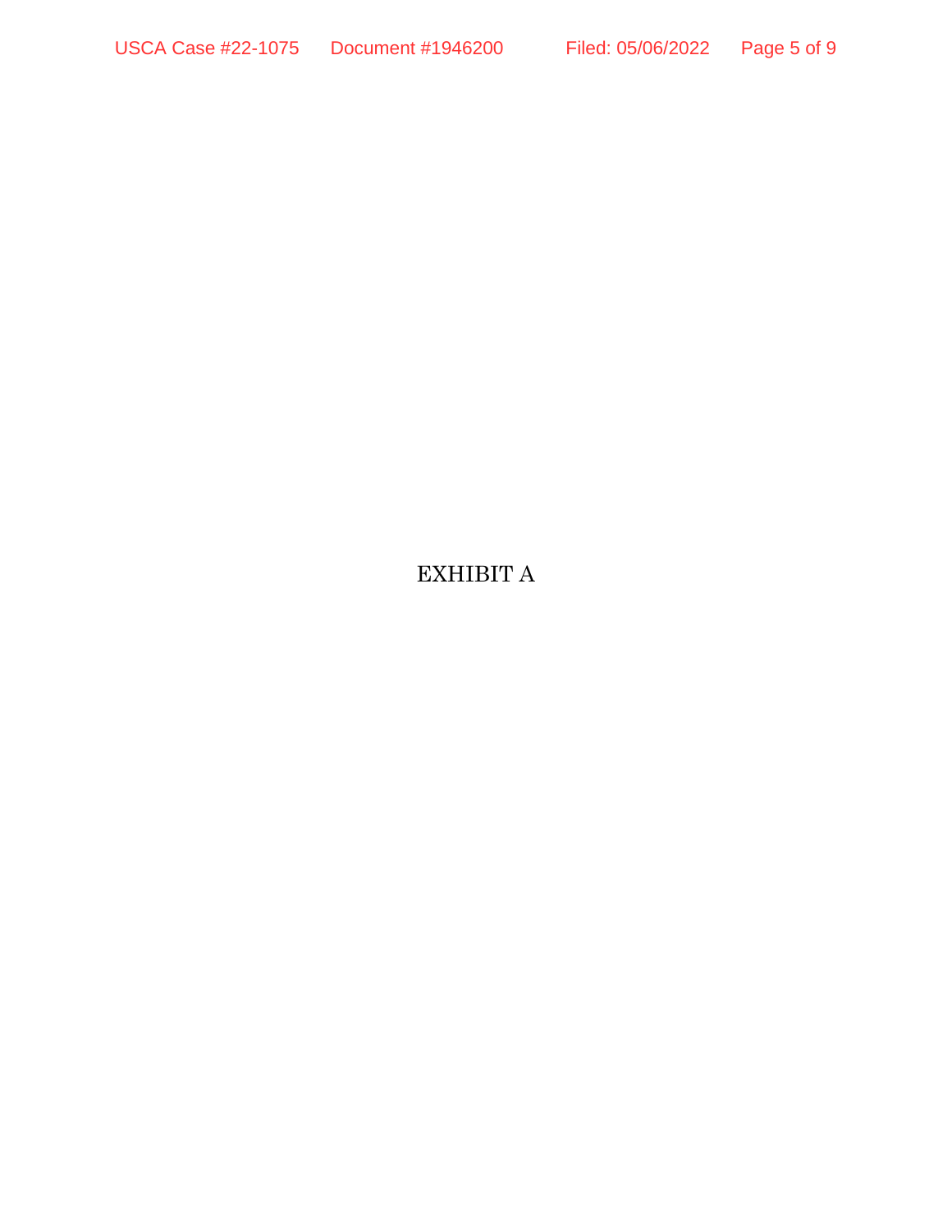EXHIBIT A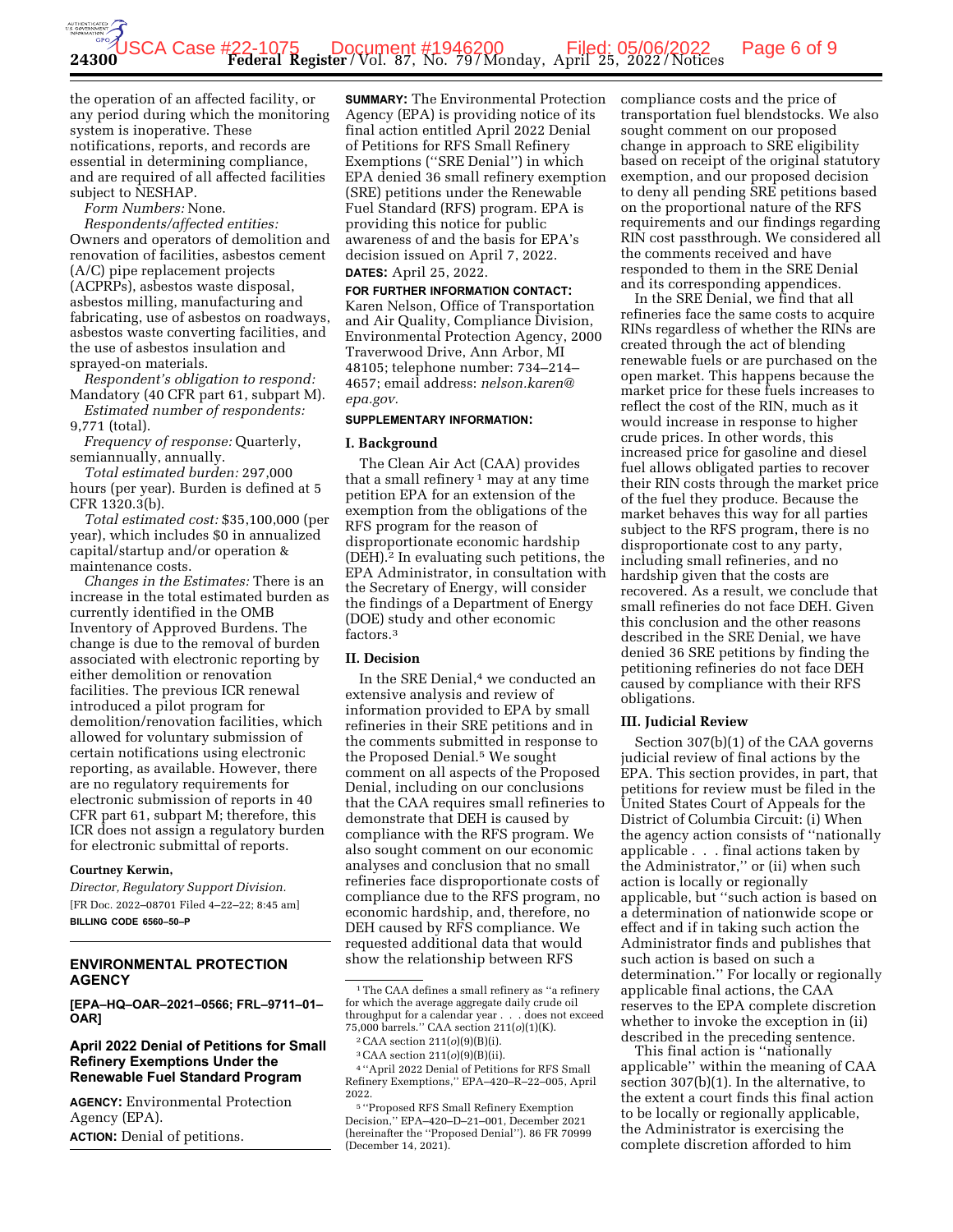the operation of an affected facility, or any period during which the monitoring system is inoperative. These notifications, reports, and records are essential in determining compliance, and are required of all affected facilities subject to NESHAP.

*Form Numbers:* None.

*Respondents/affected entities:* Owners and operators of demolition and renovation of facilities, asbestos cement (A/C) pipe replacement projects (ACPRPs), asbestos waste disposal, asbestos milling, manufacturing and fabricating, use of asbestos on roadways, asbestos waste converting facilities, and the use of asbestos insulation and sprayed-on materials.

*Respondent's obligation to respond:* Mandatory (40 CFR part 61, subpart M).

*Estimated number of respondents:* 9,771 (total).

*Frequency of response:* Quarterly, semiannually, annually.

*Total estimated burden:* 297,000 hours (per year). Burden is defined at 5 CFR 1320.3(b).

*Total estimated cost:* $35,100,000 (per year), which includes $0 in annualized capital/startup and/or operation & maintenance costs.

*Changes in the Estimates:* There is an increase in the total estimated burden as currently identified in the OMB Inventory of Approved Burdens. The change is due to the removal of burden associated with electronic reporting by either demolition or renovation facilities. The previous ICR renewal introduced a pilot program for demolition/renovation facilities, which allowed for voluntary submission of certain notifications using electronic reporting, as available. However, there are no regulatory requirements for electronic submission of reports in 40 CFR part 61, subpart M; therefore, this ICR does not assign a regulatory burden for electronic submittal of reports.

**Courtney Kerwin,**

*Director, Regulatory Support Division.*

[FR Doc. 2022–08701 Filed 4–22–22; 8:45 am]

**BILLING CODE 6560–50–P**

## ENVIRONMENTAL PROTECTION AGENCY

**[EPA–HQ–OAR–2021–0566; FRL–9711–01–OAR]**

### April 2022 Denial of Petitions for Small Refinery Exemptions Under the Renewable Fuel Standard Program

**AGENCY:** Environmental Protection Agency (EPA).

**ACTION:** Denial of petitions.

**SUMMARY:** The Environmental Protection Agency (EPA) is providing notice of its final action entitled April 2022 Denial of Petitions for RFS Small Refinery Exemptions (''SRE Denial'') in which EPA denied 36 small refinery exemption (SRE) petitions under the Renewable Fuel Standard (RFS) program. EPA is providing this notice for public awareness of and the basis for EPA's decision issued on April 7, 2022.

**DATES:** April 25, 2022.

**FOR FURTHER INFORMATION CONTACT:** Karen Nelson, Office of Transportation and Air Quality, Compliance Division, Environmental Protection Agency, 2000 Traverwood Drive, Ann Arbor, MI 48105; telephone number: 734–214–4657; email address: *nelson.karen@epa.gov.*

**SUPPLEMENTARY INFORMATION:**

### I. Background

The Clean Air Act (CAA) provides that a small refinery[1] may at any time petition EPA for an extension of the exemption from the obligations of the RFS program for the reason of disproportionate economic hardship (DEH).[2] In evaluating such petitions, the EPA Administrator, in consultation with the Secretary of Energy, will consider the findings of a Department of Energy (DOE) study and other economic factors.[3]

### II. Decision

In the SRE Denial,[4] we conducted an extensive analysis and review of information provided to EPA by small refineries in their SRE petitions and in the comments submitted in response to the Proposed Denial.[5] We sought comment on all aspects of the Proposed Denial, including on our conclusions that the CAA requires small refineries to demonstrate that DEH is caused by compliance with the RFS program. We also sought comment on our economic analyses and conclusion that no small refineries face disproportionate costs of compliance due to the RFS program, no economic hardship, and, therefore, no DEH caused by RFS compliance. We requested additional data that would show the relationship between RFS compliance costs and the price of transportation fuel blendstocks. We also sought comment on our proposed change in approach to SRE eligibility based on receipt of the original statutory exemption, and our proposed decision to deny all pending SRE petitions based on the proportional nature of the RFS requirements and our findings regarding RIN cost passthrough. We considered all the comments received and have responded to them in the SRE Denial and its corresponding appendices.

In the SRE Denial, we find that all refineries face the same costs to acquire RINs regardless of whether the RINs are created through the act of blending renewable fuels or are purchased on the open market. This happens because the market price for these fuels increases to reflect the cost of the RIN, much as it would increase in response to higher crude prices. In other words, this increased price for gasoline and diesel fuel allows obligated parties to recover their RIN costs through the market price of the fuel they produce. Because the market behaves this way for all parties subject to the RFS program, there is no disproportionate cost to any party, including small refineries, and no hardship given that the costs are recovered. As a result, we conclude that small refineries do not face DEH. Given this conclusion and the other reasons described in the SRE Denial, we have denied 36 SRE petitions by finding the petitioning refineries do not face DEH caused by compliance with their RFS obligations.

### III. Judicial Review

Section 307(b)(1) of the CAA governs judicial review of final actions by the EPA. This section provides, in part, that petitions for review must be filed in the United States Court of Appeals for the District of Columbia Circuit: (i) When the agency action consists of ''nationally applicable . . . final actions taken by the Administrator,'' or (ii) when such action is locally or regionally applicable, but ''such action is based on a determination of nationwide scope or effect and if in taking such action the Administrator finds and publishes that such action is based on such a determination.'' For locally or regionally applicable final actions, the CAA reserves to the EPA complete discretion whether to invoke the exception in (ii) described in the preceding sentence.

This final action is ''nationally applicable'' within the meaning of CAA section 307(b)(1). In the alternative, to the extent a court finds this final action to be locally or regionally applicable, the Administrator is exercising the complete discretion afforded to him

---

[1] The CAA defines a small refinery as ''a refinery for which the average aggregate daily crude oil throughput for a calendar year . . . does not exceed 75,000 barrels.'' CAA section 211(*o*)(1)(K).

[2] CAA section 211(*o*)(9)(B)(i).

[3] CAA section 211(*o*)(9)(B)(ii).

[4] ''April 2022 Denial of Petitions for RFS Small Refinery Exemptions,'' EPA–420–R–22–005, April 2022.

[5] ''Proposed RFS Small Refinery Exemption Decision,'' EPA–420–D–21–001, December 2021 (hereinafter the ''Proposed Denial''). 86 FR 70999 (December 14, 2021).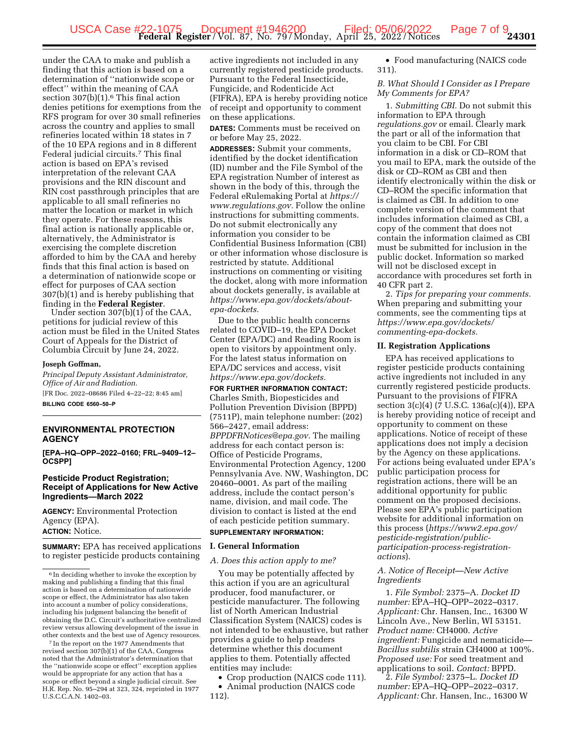under the CAA to make and publish a finding that this action is based on a determination of "nationwide scope or effect" within the meaning of CAA section 307(b)(1).[6] This final action denies petitions for exemptions from the RFS program for over 30 small refineries across the country and applies to small refineries located within 18 states in 7 of the 10 EPA regions and in 8 different Federal judicial circuits.[7] This final action is based on EPA's revised interpretation of the relevant CAA provisions and the RIN discount and RIN cost passthrough principles that are applicable to all small refineries no matter the location or market in which they operate. For these reasons, this final action is nationally applicable or, alternatively, the Administrator is exercising the complete discretion afforded to him by the CAA and hereby finds that this final action is based on a determination of nationwide scope or effect for purposes of CAA section 307(b)(1) and is hereby publishing that finding in the **Federal Register**.

Under section 307(b)(1) of the CAA, petitions for judicial review of this action must be filed in the United States Court of Appeals for the District of Columbia Circuit by June 24, 2022.

**Joseph Goffman,**

*Principal Deputy Assistant Administrator, Office of Air and Radiation.*

[FR Doc. 2022–08686 Filed 4–22–22; 8:45 am]

**BILLING CODE 6560–50–P**

[6] In deciding whether to invoke the exception by making and publishing a finding that this final action is based on a determination of nationwide scope or effect, the Administrator has also taken into account a number of policy considerations, including his judgment balancing the benefit of obtaining the D.C. Circuit's authoritative centralized review versus allowing development of the issue in other contexts and the best use of Agency resources.

[7] In the report on the 1977 Amendments that revised section 307(b)(1) of the CAA, Congress noted that the Administrator's determination that the "nationwide scope or effect" exception applies would be appropriate for any action that has a scope or effect beyond a single judicial circuit. See H.R. Rep. No. 95–294 at 323, 324, reprinted in 1977 U.S.C.C.A.N. 1402–03.

## ENVIRONMENTAL PROTECTION AGENCY

**[EPA–HQ–OPP–2022–0160; FRL–9409–12–OCSPP]**

### Pesticide Product Registration; Receipt of Applications for New Active Ingredients—March 2022

**AGENCY:** Environmental Protection Agency (EPA).

**ACTION:** Notice.

**SUMMARY:** EPA has received applications to register pesticide products containing active ingredients not included in any currently registered pesticide products. Pursuant to the Federal Insecticide, Fungicide, and Rodenticide Act (FIFRA), EPA is hereby providing notice of receipt and opportunity to comment on these applications.

**DATES:** Comments must be received on or before May 25, 2022.

**ADDRESSES:** Submit your comments, identified by the docket identification (ID) number and the File Symbol of the EPA registration Number of interest as shown in the body of this, through the Federal eRulemaking Portal at *https://www.regulations.gov.* Follow the online instructions for submitting comments. Do not submit electronically any information you consider to be Confidential Business Information (CBI) or other information whose disclosure is restricted by statute. Additional instructions on commenting or visiting the docket, along with more information about dockets generally, is available at *https://www.epa.gov/dockets/about-epa-dockets.*

Due to the public health concerns related to COVID–19, the EPA Docket Center (EPA/DC) and Reading Room is open to visitors by appointment only. For the latest status information on EPA/DC services and access, visit *https://www.epa.gov/dockets.*

**FOR FURTHER INFORMATION CONTACT:** Charles Smith, Biopesticides and Pollution Prevention Division (BPPD) (7511P), main telephone number: (202) 566–2427, email address: *BPPDFRNotices@epa.gov.* The mailing address for each contact person is: Office of Pesticide Programs, Environmental Protection Agency, 1200 Pennsylvania Ave. NW, Washington, DC 20460–0001. As part of the mailing address, include the contact person's name, division, and mail code. The division to contact is listed at the end of each pesticide petition summary.

**SUPPLEMENTARY INFORMATION:**

## I. General Information

### *A. Does this action apply to me?*

You may be potentially affected by this action if you are an agricultural producer, food manufacturer, or pesticide manufacturer. The following list of North American Industrial Classification System (NAICS) codes is not intended to be exhaustive, but rather provides a guide to help readers determine whether this document applies to them. Potentially affected entities may include:

- Crop production (NAICS code 111).
- Animal production (NAICS code 112).
- Food manufacturing (NAICS code 311).

### *B. What Should I Consider as I Prepare My Comments for EPA?*

1. *Submitting CBI.* Do not submit this information to EPA through *regulations.gov* or email. Clearly mark the part or all of the information that you claim to be CBI. For CBI information in a disk or CD–ROM that you mail to EPA, mark the outside of the disk or CD–ROM as CBI and then identify electronically within the disk or CD–ROM the specific information that is claimed as CBI. In addition to one complete version of the comment that includes information claimed as CBI, a copy of the comment that does not contain the information claimed as CBI must be submitted for inclusion in the public docket. Information so marked will not be disclosed except in accordance with procedures set forth in 40 CFR part 2.

2. *Tips for preparing your comments.* When preparing and submitting your comments, see the commenting tips at *https://www.epa.gov/dockets/commenting-epa-dockets.*

## II. Registration Applications

EPA has received applications to register pesticide products containing active ingredients not included in any currently registered pesticide products. Pursuant to the provisions of FIFRA section 3(c)(4) (7 U.S.C. 136a(c)(4)), EPA is hereby providing notice of receipt and opportunity to comment on these applications. Notice of receipt of these applications does not imply a decision by the Agency on these applications. For actions being evaluated under EPA's public participation process for registration actions, there will be an additional opportunity for public comment on the proposed decisions. Please see EPA's public participation website for additional information on this process (*https://www2.epa.gov/pesticide-registration/public-participation-process-registration-actions*).

### *A. Notice of Receipt—New Active Ingredients*

1. *File Symbol:* 2375–A. *Docket ID number:* EPA–HQ–OPP–2022–0317. *Applicant:* Chr. Hansen, Inc., 16300 W Lincoln Ave., New Berlin, WI 53151. *Product name:* CH4000. *Active ingredient:* Fungicide and nematicide—*Bacillus subtilis* strain CH4000 at 100%. *Proposed use:* For seed treatment and applications to soil. *Contact:* BPPD.

2. *File Symbol:* 2375–L. *Docket ID number:* EPA–HQ–OPP–2022–0317. *Applicant:* Chr. Hansen, Inc., 16300 W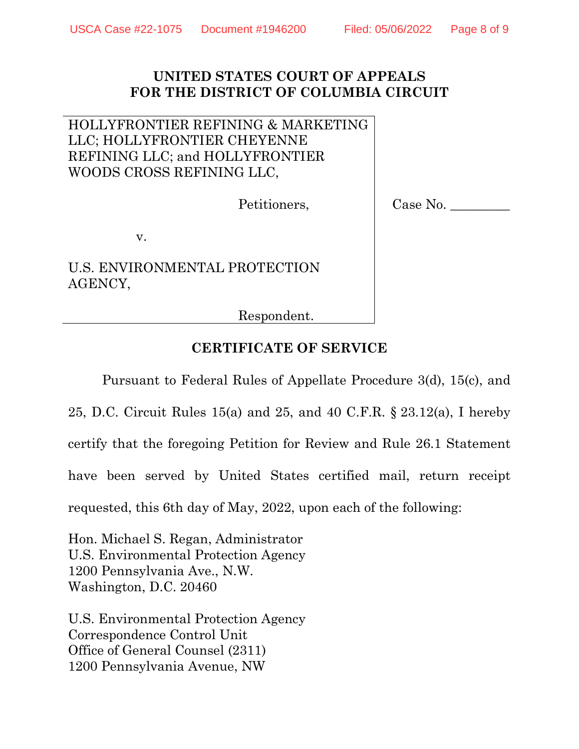## UNITED STATES COURT OF APPEALS FOR THE DISTRICT OF COLUMBIA CIRCUIT

HOLLYFRONTIER REFINING & MARKETING LLC; HOLLYFRONTIER CHEYENNE REFINING LLC; and HOLLYFRONTIER WOODS CROSS REFINING LLC,

Petitioners,

v.

U.S. ENVIRONMENTAL PROTECTION AGENCY,

Respondent.

Case No. _________

## CERTIFICATE OF SERVICE

Pursuant to Federal Rules of Appellate Procedure 3(d), 15(c), and 25, D.C. Circuit Rules 15(a) and 25, and 40 C.F.R. § 23.12(a), I hereby certify that the foregoing Petition for Review and Rule 26.1 Statement have been served by United States certified mail, return receipt requested, this 6th day of May, 2022, upon each of the following:

Hon. Michael S. Regan, Administrator
U.S. Environmental Protection Agency
1200 Pennsylvania Ave., N.W.
Washington, D.C. 20460

U.S. Environmental Protection Agency
Correspondence Control Unit
Office of General Counsel (2311)
1200 Pennsylvania Avenue, NW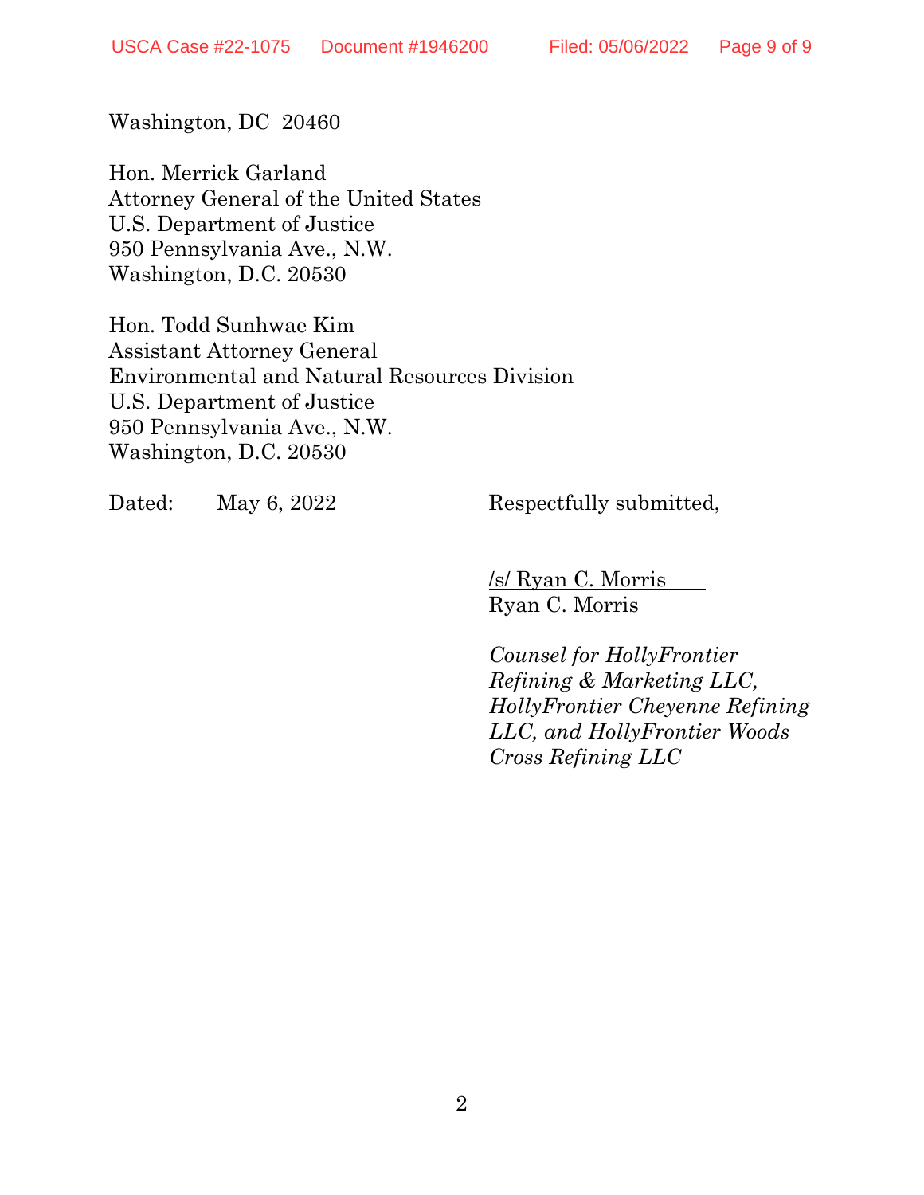Washington, DC 20460

Hon. Merrick Garland
Attorney General of the United States
U.S. Department of Justice
950 Pennsylvania Ave., N.W.
Washington, D.C. 20530

Hon. Todd Sunhwae Kim
Assistant Attorney General
Environmental and Natural Resources Division
U.S. Department of Justice
950 Pennsylvania Ave., N.W.
Washington, D.C. 20530

Dated: May 6, 2022

Respectfully submitted,

/s/ Ryan C. Morris
Ryan C. Morris

*Counsel for HollyFrontier Refining & Marketing LLC, HollyFrontier Cheyenne Refining LLC, and HollyFrontier Woods Cross Refining LLC*